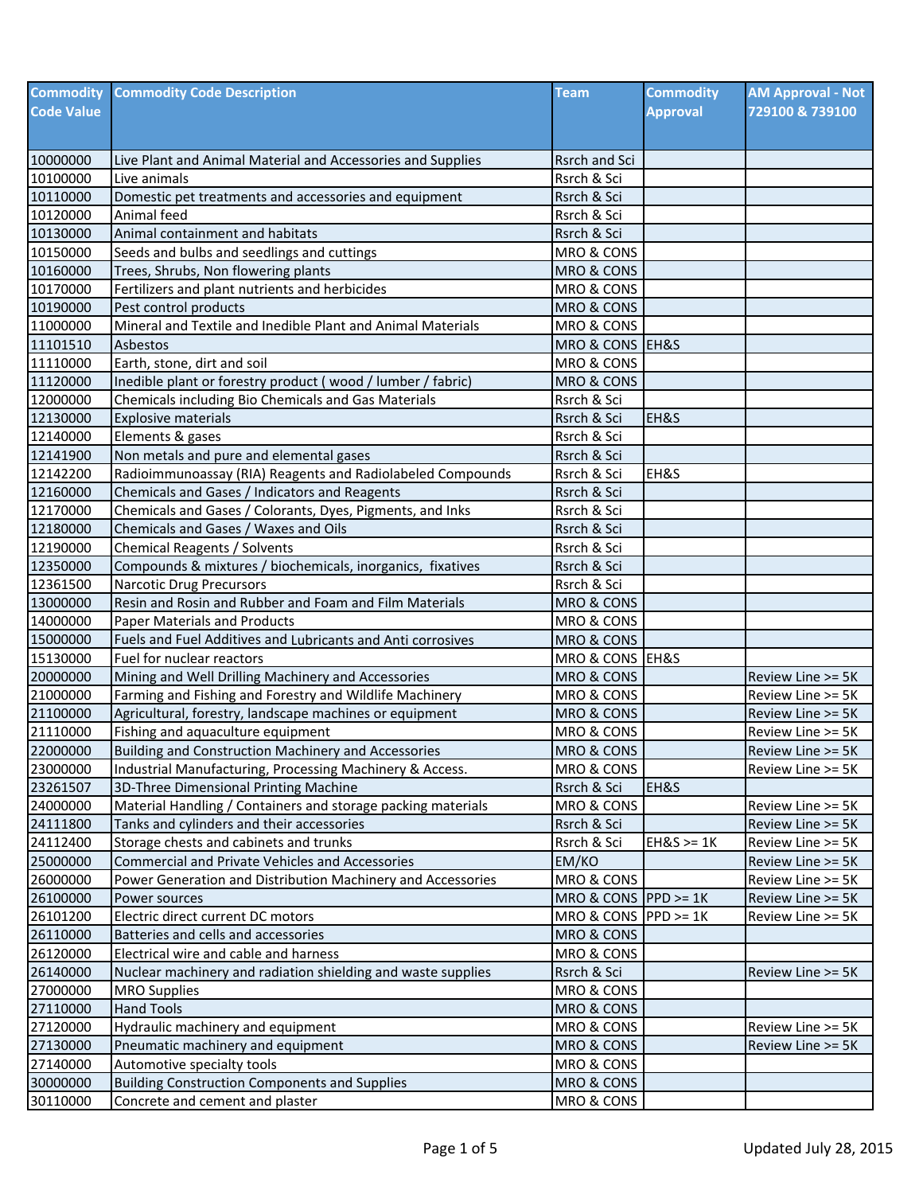| Commodity Code Value | Commodity Code Description | Team | Commodity Approval | AM Approval - Not 729100 & 739100 |
|---|---|---|---|---|
| 10000000 | Live Plant and Animal Material and Accessories and Supplies | Rsrch and Sci | | |
| 10100000 | Live animals | Rsrch & Sci | | |
| 10110000 | Domestic pet treatments and accessories and equipment | Rsrch & Sci | | |
| 10120000 | Animal feed | Rsrch & Sci | | |
| 10130000 | Animal containment and habitats | Rsrch & Sci | | |
| 10150000 | Seeds and bulbs and seedlings and cuttings | MRO & CONS | | |
| 10160000 | Trees, Shrubs, Non flowering plants | MRO & CONS | | |
| 10170000 | Fertilizers and plant nutrients and herbicides | MRO & CONS | | |
| 10190000 | Pest control products | MRO & CONS | | |
| 11000000 | Mineral and Textile and Inedible Plant and Animal Materials | MRO & CONS | | |
| 11101510 | Asbestos | MRO & CONS | EH&S | |
| 11110000 | Earth, stone, dirt and soil | MRO & CONS | | |
| 11120000 | Inedible plant or forestry product ( wood / lumber / fabric) | MRO & CONS | | |
| 12000000 | Chemicals including Bio Chemicals and Gas Materials | Rsrch & Sci | | |
| 12130000 | Explosive materials | Rsrch & Sci | EH&S | |
| 12140000 | Elements & gases | Rsrch & Sci | | |
| 12141900 | Non metals and pure and elemental gases | Rsrch & Sci | | |
| 12142200 | Radioimmunoassay (RIA) Reagents and Radiolabeled Compounds | Rsrch & Sci | EH&S | |
| 12160000 | Chemicals and Gases / Indicators and Reagents | Rsrch & Sci | | |
| 12170000 | Chemicals and Gases / Colorants, Dyes, Pigments, and Inks | Rsrch & Sci | | |
| 12180000 | Chemicals and Gases / Waxes and Oils | Rsrch & Sci | | |
| 12190000 | Chemical Reagents / Solvents | Rsrch & Sci | | |
| 12350000 | Compounds & mixtures / biochemicals, inorganics, fixatives | Rsrch & Sci | | |
| 12361500 | Narcotic Drug Precursors | Rsrch & Sci | | |
| 13000000 | Resin and Rosin and Rubber and Foam and Film Materials | MRO & CONS | | |
| 14000000 | Paper Materials and Products | MRO & CONS | | |
| 15000000 | Fuels and Fuel Additives and Lubricants and Anti corrosives | MRO & CONS | | |
| 15130000 | Fuel for nuclear reactors | MRO & CONS | EH&S | |
| 20000000 | Mining and Well Drilling Machinery and Accessories | MRO & CONS | | Review Line >= 5K |
| 21000000 | Farming and Fishing and Forestry and Wildlife Machinery | MRO & CONS | | Review Line >= 5K |
| 21100000 | Agricultural, forestry, landscape machines or equipment | MRO & CONS | | Review Line >= 5K |
| 21110000 | Fishing and aquaculture equipment | MRO & CONS | | Review Line >= 5K |
| 22000000 | Building and Construction Machinery and Accessories | MRO & CONS | | Review Line >= 5K |
| 23000000 | Industrial Manufacturing, Processing Machinery & Access. | MRO & CONS | | Review Line >= 5K |
| 23261507 | 3D-Three Dimensional Printing Machine | Rsrch & Sci | EH&S | |
| 24000000 | Material Handling / Containers and storage packing materials | MRO & CONS | | Review Line >= 5K |
| 24111800 | Tanks and cylinders and their accessories | Rsrch & Sci | | Review Line >= 5K |
| 24112400 | Storage chests and cabinets and trunks | Rsrch & Sci | EH&S >= 1K | Review Line >= 5K |
| 25000000 | Commercial and Private Vehicles and Accessories | EM/KO | | Review Line >= 5K |
| 26000000 | Power Generation and Distribution Machinery and Accessories | MRO & CONS | | Review Line >= 5K |
| 26100000 | Power sources | MRO & CONS | PPD >= 1K | Review Line >= 5K |
| 26101200 | Electric direct current DC motors | MRO & CONS | PPD >= 1K | Review Line >= 5K |
| 26110000 | Batteries and cells and accessories | MRO & CONS | | |
| 26120000 | Electrical wire and cable and harness | MRO & CONS | | |
| 26140000 | Nuclear machinery and radiation shielding and waste supplies | Rsrch & Sci | | Review Line >= 5K |
| 27000000 | MRO Supplies | MRO & CONS | | |
| 27110000 | Hand Tools | MRO & CONS | | |
| 27120000 | Hydraulic machinery and equipment | MRO & CONS | | Review Line >= 5K |
| 27130000 | Pneumatic machinery and equipment | MRO & CONS | | Review Line >= 5K |
| 27140000 | Automotive specialty tools | MRO & CONS | | |
| 30000000 | Building Construction Components and Supplies | MRO & CONS | | |
| 30110000 | Concrete and cement and plaster | MRO & CONS | | |

Updated July 28, 2015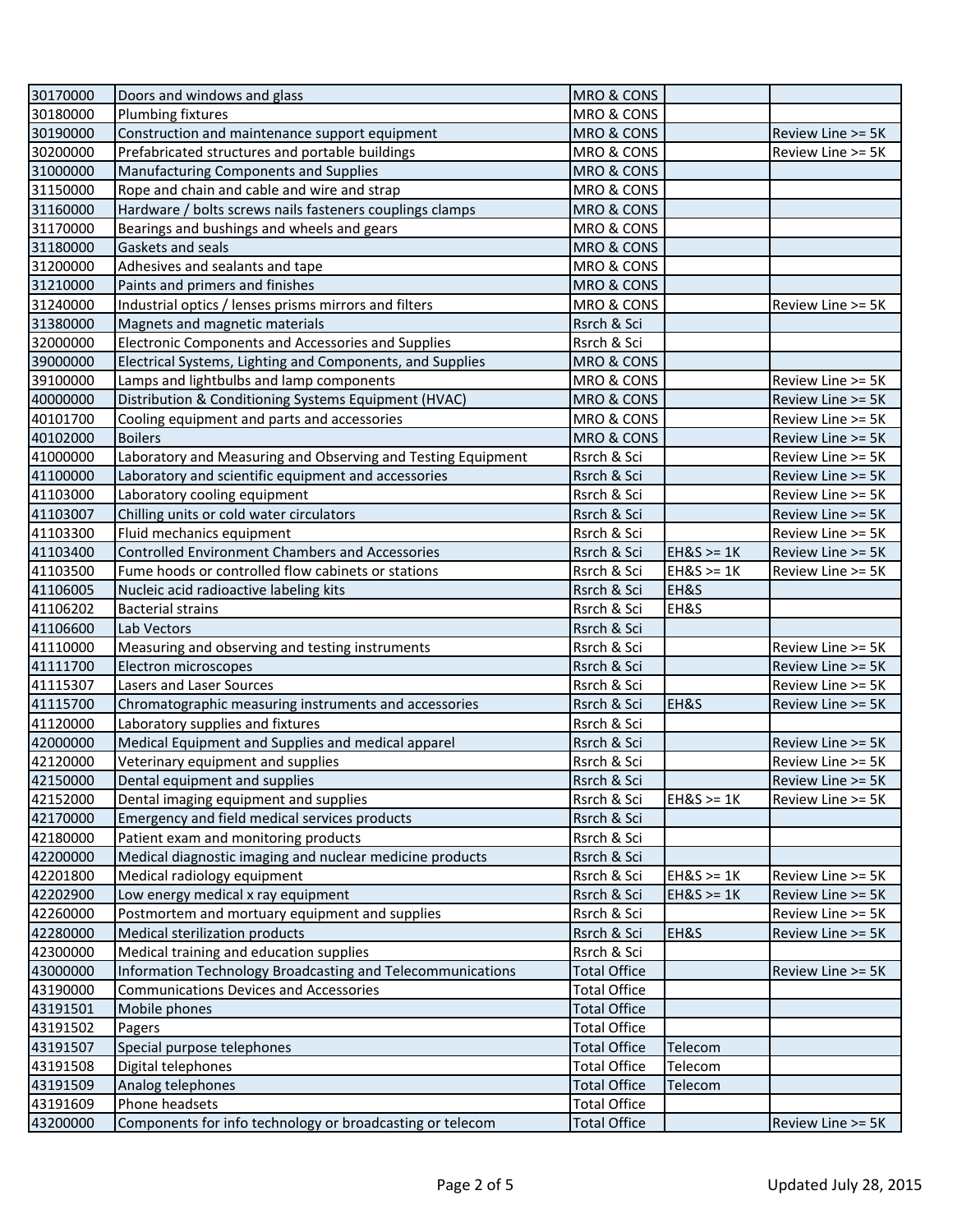| | | | | |
|---|---|---|---|---|
| 30170000 | Doors and windows and glass | MRO & CONS | | |
| 30180000 | Plumbing fixtures | MRO & CONS | | |
| 30190000 | Construction and maintenance support equipment | MRO & CONS | | Review Line >= 5K |
| 30200000 | Prefabricated structures and portable buildings | MRO & CONS | | Review Line >= 5K |
| 31000000 | Manufacturing Components and Supplies | MRO & CONS | | |
| 31150000 | Rope and chain and cable and wire and strap | MRO & CONS | | |
| 31160000 | Hardware / bolts screws nails fasteners couplings clamps | MRO & CONS | | |
| 31170000 | Bearings and bushings and wheels and gears | MRO & CONS | | |
| 31180000 | Gaskets and seals | MRO & CONS | | |
| 31200000 | Adhesives and sealants and tape | MRO & CONS | | |
| 31210000 | Paints and primers and finishes | MRO & CONS | | |
| 31240000 | Industrial optics / lenses prisms mirrors and filters | MRO & CONS | | Review Line >= 5K |
| 31380000 | Magnets and magnetic materials | Rsrch & Sci | | |
| 32000000 | Electronic Components and Accessories and Supplies | Rsrch & Sci | | |
| 39000000 | Electrical Systems, Lighting and Components, and Supplies | MRO & CONS | | |
| 39100000 | Lamps and lightbulbs and lamp components | MRO & CONS | | Review Line >= 5K |
| 40000000 | Distribution & Conditioning Systems Equipment (HVAC) | MRO & CONS | | Review Line >= 5K |
| 40101700 | Cooling equipment and parts and accessories | MRO & CONS | | Review Line >= 5K |
| 40102000 | Boilers | MRO & CONS | | Review Line >= 5K |
| 41000000 | Laboratory and Measuring and Observing and Testing Equipment | Rsrch & Sci | | Review Line >= 5K |
| 41100000 | Laboratory and scientific equipment and accessories | Rsrch & Sci | | Review Line >= 5K |
| 41103000 | Laboratory cooling equipment | Rsrch & Sci | | Review Line >= 5K |
| 41103007 | Chilling units or cold water circulators | Rsrch & Sci | | Review Line >= 5K |
| 41103300 | Fluid mechanics equipment | Rsrch & Sci | | Review Line >= 5K |
| 41103400 | Controlled Environment Chambers and Accessories | Rsrch & Sci | EH&S >= 1K | Review Line >= 5K |
| 41103500 | Fume hoods or controlled flow cabinets or stations | Rsrch & Sci | EH&S >= 1K | Review Line >= 5K |
| 41106005 | Nucleic acid radioactive labeling kits | Rsrch & Sci | EH&S | |
| 41106202 | Bacterial strains | Rsrch & Sci | EH&S | |
| 41106600 | Lab Vectors | Rsrch & Sci | | |
| 41110000 | Measuring and observing and testing instruments | Rsrch & Sci | | Review Line >= 5K |
| 41111700 | Electron microscopes | Rsrch & Sci | | Review Line >= 5K |
| 41115307 | Lasers and Laser Sources | Rsrch & Sci | | Review Line >= 5K |
| 41115700 | Chromatographic measuring instruments and accessories | Rsrch & Sci | EH&S | Review Line >= 5K |
| 41120000 | Laboratory supplies and fixtures | Rsrch & Sci | | |
| 42000000 | Medical Equipment and Supplies and medical apparel | Rsrch & Sci | | Review Line >= 5K |
| 42120000 | Veterinary equipment and supplies | Rsrch & Sci | | Review Line >= 5K |
| 42150000 | Dental equipment and supplies | Rsrch & Sci | | Review Line >= 5K |
| 42152000 | Dental imaging equipment and supplies | Rsrch & Sci | EH&S >= 1K | Review Line >= 5K |
| 42170000 | Emergency and field medical services products | Rsrch & Sci | | |
| 42180000 | Patient exam and monitoring products | Rsrch & Sci | | |
| 42200000 | Medical diagnostic imaging and nuclear medicine products | Rsrch & Sci | | |
| 42201800 | Medical radiology equipment | Rsrch & Sci | EH&S >= 1K | Review Line >= 5K |
| 42202900 | Low energy medical x ray equipment | Rsrch & Sci | EH&S >= 1K | Review Line >= 5K |
| 42260000 | Postmortem and mortuary equipment and supplies | Rsrch & Sci | | Review Line >= 5K |
| 42280000 | Medical sterilization products | Rsrch & Sci | EH&S | Review Line >= 5K |
| 42300000 | Medical training and education supplies | Rsrch & Sci | | |
| 43000000 | Information Technology Broadcasting and Telecommunications | Total Office | | Review Line >= 5K |
| 43190000 | Communications Devices and Accessories | Total Office | | |
| 43191501 | Mobile phones | Total Office | | |
| 43191502 | Pagers | Total Office | | |
| 43191507 | Special purpose telephones | Total Office | Telecom | |
| 43191508 | Digital telephones | Total Office | Telecom | |
| 43191509 | Analog telephones | Total Office | Telecom | |
| 43191609 | Phone headsets | Total Office | | |
| 43200000 | Components for info technology or broadcasting or telecom | Total Office | | Review Line >= 5K |

Updated July 28, 2015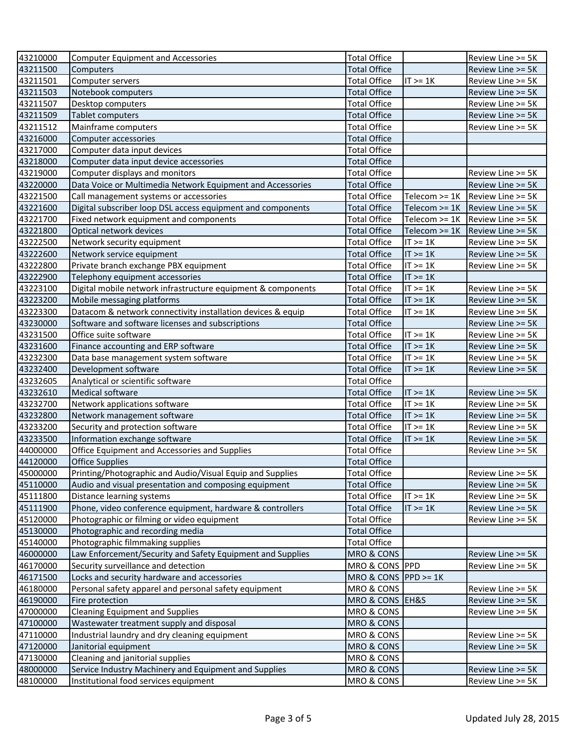| | | | | |
|---|---|---|---|---|
| 43210000 | Computer Equipment and Accessories | Total Office | | Review Line >= 5K |
| 43211500 | Computers | Total Office | | Review Line >= 5K |
| 43211501 | Computer servers | Total Office | IT >= 1K | Review Line >= 5K |
| 43211503 | Notebook computers | Total Office | | Review Line >= 5K |
| 43211507 | Desktop computers | Total Office | | Review Line >= 5K |
| 43211509 | Tablet computers | Total Office | | Review Line >= 5K |
| 43211512 | Mainframe computers | Total Office | | Review Line >= 5K |
| 43216000 | Computer accessories | Total Office | | |
| 43217000 | Computer data input devices | Total Office | | |
| 43218000 | Computer data input device accessories | Total Office | | |
| 43219000 | Computer displays and monitors | Total Office | | Review Line >= 5K |
| 43220000 | Data Voice or Multimedia Network Equipment and Accessories | Total Office | | Review Line >= 5K |
| 43221500 | Call management systems or accessories | Total Office | Telecom >= 1K | Review Line >= 5K |
| 43221600 | Digital subscriber loop DSL access equipment and components | Total Office | Telecom >= 1K | Review Line >= 5K |
| 43221700 | Fixed network equipment and components | Total Office | Telecom >= 1K | Review Line >= 5K |
| 43221800 | Optical network devices | Total Office | Telecom >= 1K | Review Line >= 5K |
| 43222500 | Network security equipment | Total Office | IT >= 1K | Review Line >= 5K |
| 43222600 | Network service equipment | Total Office | IT >= 1K | Review Line >= 5K |
| 43222800 | Private branch exchange PBX equipment | Total Office | IT >= 1K | Review Line >= 5K |
| 43222900 | Telephony equipment accessories | Total Office | IT >= 1K | |
| 43223100 | Digital mobile network infrastructure equipment & components | Total Office | IT >= 1K | Review Line >= 5K |
| 43223200 | Mobile messaging platforms | Total Office | IT >= 1K | Review Line >= 5K |
| 43223300 | Datacom & network connectivity installation devices & equip | Total Office | IT >= 1K | Review Line >= 5K |
| 43230000 | Software and software licenses and subscriptions | Total Office | | Review Line >= 5K |
| 43231500 | Office suite software | Total Office | IT >= 1K | Review Line >= 5K |
| 43231600 | Finance accounting and ERP software | Total Office | IT >= 1K | Review Line >= 5K |
| 43232300 | Data base management system software | Total Office | IT >= 1K | Review Line >= 5K |
| 43232400 | Development software | Total Office | IT >= 1K | Review Line >= 5K |
| 43232605 | Analytical or scientific software | Total Office | | |
| 43232610 | Medical software | Total Office | IT >= 1K | Review Line >= 5K |
| 43232700 | Network applications software | Total Office | IT >= 1K | Review Line >= 5K |
| 43232800 | Network management software | Total Office | IT >= 1K | Review Line >= 5K |
| 43233200 | Security and protection software | Total Office | IT >= 1K | Review Line >= 5K |
| 43233500 | Information exchange software | Total Office | IT >= 1K | Review Line >= 5K |
| 44000000 | Office Equipment and Accessories and Supplies | Total Office | | Review Line >= 5K |
| 44120000 | Office Supplies | Total Office | | |
| 45000000 | Printing/Photographic and Audio/Visual Equip and Supplies | Total Office | | Review Line >= 5K |
| 45110000 | Audio and visual presentation and composing equipment | Total Office | | Review Line >= 5K |
| 45111800 | Distance learning systems | Total Office | IT >= 1K | Review Line >= 5K |
| 45111900 | Phone, video conference equipment, hardware & controllers | Total Office | IT >= 1K | Review Line >= 5K |
| 45120000 | Photographic or filming or video equipment | Total Office | | Review Line >= 5K |
| 45130000 | Photographic and recording media | Total Office | | |
| 45140000 | Photographic filmmaking supplies | Total Office | | |
| 46000000 | Law Enforcement/Security and Safety Equipment and Supplies | MRO & CONS | | Review Line >= 5K |
| 46170000 | Security surveillance and detection | MRO & CONS | PPD | Review Line >= 5K |
| 46171500 | Locks and security hardware and accessories | MRO & CONS | PPD >= 1K | |
| 46180000 | Personal safety apparel and personal safety equipment | MRO & CONS | | Review Line >= 5K |
| 46190000 | Fire protection | MRO & CONS | EH&S | Review Line >= 5K |
| 47000000 | Cleaning Equipment and Supplies | MRO & CONS | | Review Line >= 5K |
| 47100000 | Wastewater treatment supply and disposal | MRO & CONS | | |
| 47110000 | Industrial laundry and dry cleaning equipment | MRO & CONS | | Review Line >= 5K |
| 47120000 | Janitorial equipment | MRO & CONS | | Review Line >= 5K |
| 47130000 | Cleaning and janitorial supplies | MRO & CONS | | |
| 48000000 | Service Industry Machinery and Equipment and Supplies | MRO & CONS | | Review Line >= 5K |
| 48100000 | Institutional food services equipment | MRO & CONS | | Review Line >= 5K |

Updated July 28, 2015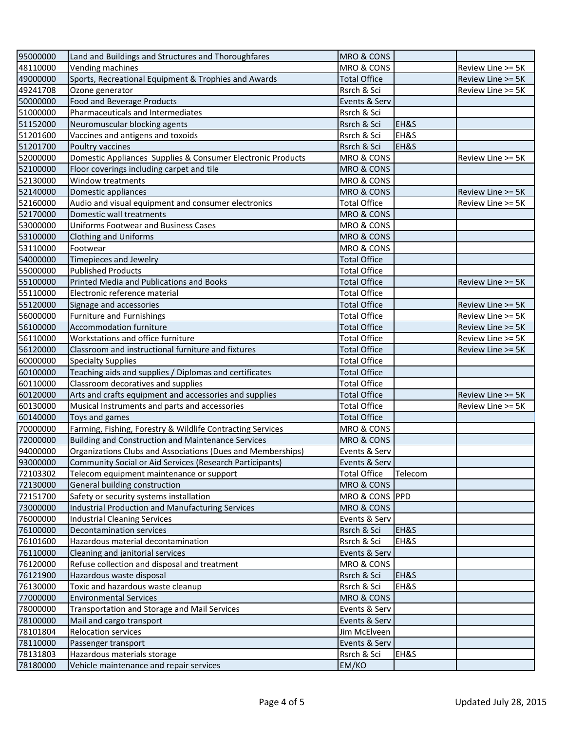| | | | | |
|---|---|---|---|---|
| 95000000 | Land and Buildings and Structures and Thoroughfares | MRO & CONS | | |
| 48110000 | Vending machines | MRO & CONS | | Review Line >= 5K |
| 49000000 | Sports, Recreational Equipment & Trophies and Awards | Total Office | | Review Line >= 5K |
| 49241708 | Ozone generator | Rsrch & Sci | | Review Line >= 5K |
| 50000000 | Food and Beverage Products | Events & Serv | | |
| 51000000 | Pharmaceuticals and Intermediates | Rsrch & Sci | | |
| 51152000 | Neuromuscular blocking agents | Rsrch & Sci | EH&S | |
| 51201600 | Vaccines and antigens and toxoids | Rsrch & Sci | EH&S | |
| 51201700 | Poultry vaccines | Rsrch & Sci | EH&S | |
| 52000000 | Domestic Appliances Supplies & Consumer Electronic Products | MRO & CONS | | Review Line >= 5K |
| 52100000 | Floor coverings including carpet and tile | MRO & CONS | | |
| 52130000 | Window treatments | MRO & CONS | | |
| 52140000 | Domestic appliances | MRO & CONS | | Review Line >= 5K |
| 52160000 | Audio and visual equipment and consumer electronics | Total Office | | Review Line >= 5K |
| 52170000 | Domestic wall treatments | MRO & CONS | | |
| 53000000 | Uniforms Footwear and Business Cases | MRO & CONS | | |
| 53100000 | Clothing and Uniforms | MRO & CONS | | |
| 53110000 | Footwear | MRO & CONS | | |
| 54000000 | Timepieces and Jewelry | Total Office | | |
| 55000000 | Published Products | Total Office | | |
| 55100000 | Printed Media and Publications and Books | Total Office | | Review Line >= 5K |
| 55110000 | Electronic reference material | Total Office | | |
| 55120000 | Signage and accessories | Total Office | | Review Line >= 5K |
| 56000000 | Furniture and Furnishings | Total Office | | Review Line >= 5K |
| 56100000 | Accommodation furniture | Total Office | | Review Line >= 5K |
| 56110000 | Workstations and office furniture | Total Office | | Review Line >= 5K |
| 56120000 | Classroom and instructional furniture and fixtures | Total Office | | Review Line >= 5K |
| 60000000 | Specialty Supplies | Total Office | | |
| 60100000 | Teaching aids and supplies / Diplomas and certificates | Total Office | | |
| 60110000 | Classroom decoratives and supplies | Total Office | | |
| 60120000 | Arts and crafts equipment and accessories and supplies | Total Office | | Review Line >= 5K |
| 60130000 | Musical Instruments and parts and accessories | Total Office | | Review Line >= 5K |
| 60140000 | Toys and games | Total Office | | |
| 70000000 | Farming, Fishing, Forestry & Wildlife Contracting Services | MRO & CONS | | |
| 72000000 | Building and Construction and Maintenance Services | MRO & CONS | | |
| 94000000 | Organizations Clubs and Associations (Dues and Memberships) | Events & Serv | | |
| 93000000 | Community Social or Aid Services (Research Participants) | Events & Serv | | |
| 72103302 | Telecom equipment maintenance or support | Total Office | Telecom | |
| 72130000 | General building construction | MRO & CONS | | |
| 72151700 | Safety or security systems installation | MRO & CONS | PPD | |
| 73000000 | Industrial Production and Manufacturing Services | MRO & CONS | | |
| 76000000 | Industrial Cleaning Services | Events & Serv | | |
| 76100000 | Decontamination services | Rsrch & Sci | EH&S | |
| 76101600 | Hazardous material decontamination | Rsrch & Sci | EH&S | |
| 76110000 | Cleaning and janitorial services | Events & Serv | | |
| 76120000 | Refuse collection and disposal and treatment | MRO & CONS | | |
| 76121900 | Hazardous waste disposal | Rsrch & Sci | EH&S | |
| 76130000 | Toxic and hazardous waste cleanup | Rsrch & Sci | EH&S | |
| 77000000 | Environmental Services | MRO & CONS | | |
| 78000000 | Transportation and Storage and Mail Services | Events & Serv | | |
| 78100000 | Mail and cargo transport | Events & Serv | | |
| 78101804 | Relocation services | Jim McElveen | | |
| 78110000 | Passenger transport | Events & Serv | | |
| 78131803 | Hazardous materials storage | Rsrch & Sci | EH&S | |
| 78180000 | Vehicle maintenance and repair services | EM/KO | | |

Updated July 28, 2015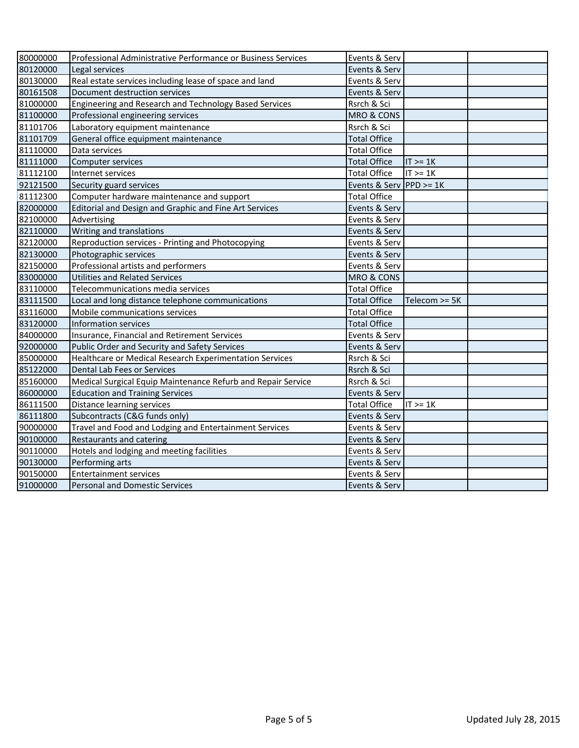| | | | | |
|---|---|---|---|---|
| 80000000 | Professional Administrative Performance or Business Services | Events & Serv | | |
| 80120000 | Legal services | Events & Serv | | |
| 80130000 | Real estate services including lease of space and land | Events & Serv | | |
| 80161508 | Document destruction services | Events & Serv | | |
| 81000000 | Engineering and Research and Technology Based Services | Rsrch & Sci | | |
| 81100000 | Professional engineering services | MRO & CONS | | |
| 81101706 | Laboratory equipment maintenance | Rsrch & Sci | | |
| 81101709 | General office equipment maintenance | Total Office | | |
| 81110000 | Data services | Total Office | | |
| 81111000 | Computer services | Total Office | IT >= 1K | |
| 81112100 | Internet services | Total Office | IT >= 1K | |
| 92121500 | Security guard services | Events & Serv | PPD >= 1K | |
| 81112300 | Computer hardware maintenance and support | Total Office | | |
| 82000000 | Editorial and Design and Graphic and Fine Art Services | Events & Serv | | |
| 82100000 | Advertising | Events & Serv | | |
| 82110000 | Writing and translations | Events & Serv | | |
| 82120000 | Reproduction services - Printing and Photocopying | Events & Serv | | |
| 82130000 | Photographic services | Events & Serv | | |
| 82150000 | Professional artists and performers | Events & Serv | | |
| 83000000 | Utilities and Related Services | MRO & CONS | | |
| 83110000 | Telecommunications media services | Total Office | | |
| 83111500 | Local and long distance telephone communications | Total Office | Telecom >= 5K | |
| 83116000 | Mobile communications services | Total Office | | |
| 83120000 | Information services | Total Office | | |
| 84000000 | Insurance, Financial and Retirement Services | Events & Serv | | |
| 92000000 | Public Order and Security and Safety Services | Events & Serv | | |
| 85000000 | Healthcare or Medical Research Experimentation Services | Rsrch & Sci | | |
| 85122000 | Dental Lab Fees or Services | Rsrch & Sci | | |
| 85160000 | Medical Surgical Equip Maintenance Refurb and Repair Service | Rsrch & Sci | | |
| 86000000 | Education and Training Services | Events & Serv | | |
| 86111500 | Distance learning services | Total Office | IT >= 1K | |
| 86111800 | Subcontracts (C&G funds only) | Events & Serv | | |
| 90000000 | Travel and Food and Lodging and Entertainment Services | Events & Serv | | |
| 90100000 | Restaurants and catering | Events & Serv | | |
| 90110000 | Hotels and lodging and meeting facilities | Events & Serv | | |
| 90130000 | Performing arts | Events & Serv | | |
| 90150000 | Entertainment services | Events & Serv | | |
| 91000000 | Personal and Domestic Services | Events & Serv | | |

Updated July 28, 2015